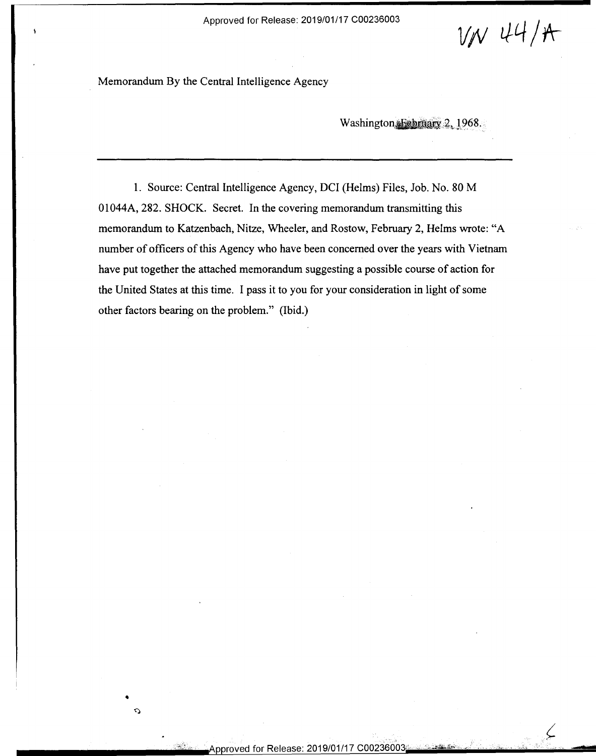VN 44/A

Memorandum By the Central Intelligence Agency

Washington, February 2, 1968.

---

1. Source: Central Intelligence Agency, DCI (Helms) Files, Job. No. 80 M 01044A, 282. SHOCK. Secret. In the covering memorandum transmitting this memorandum to Katzenbach, Nitze, Wheeler, and Rostow, February 2, Helms wrote: "A number of officers of this Agency who have been concerned over the years with Vietnam have put together the attached memorandum suggesting a possible course of action for the United States at this time. I pass it to you for your consideration in light of some other factors bearing on the problem." (Ibid.)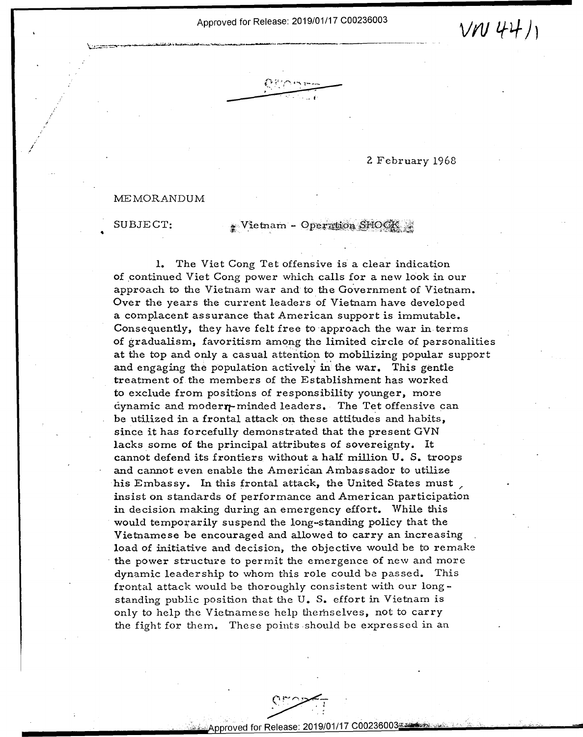VN 44/1

SECRET

2 February 1968

MEMORANDUM

SUBJECT: Vietnam - Operation SHOCK

1. The Viet Cong Tet offensive is a clear indication of continued Viet Cong power which calls for a new look in our approach to the Vietnam war and to the Government of Vietnam. Over the years the current leaders of Vietnam have developed a complacent assurance that American support is immutable. Consequently, they have felt free to approach the war in terms of gradualism, favoritism among the limited circle of personalities at the top and only a casual attention to mobilizing popular support and engaging the population actively in the war. This gentle treatment of the members of the Establishment has worked to exclude from positions of responsibility younger, more dynamic and modern-minded leaders. The Tet offensive can be utilized in a frontal attack on these attitudes and habits, since it has forcefully demonstrated that the present GVN lacks some of the principal attributes of sovereignty. It cannot defend its frontiers without a half million U. S. troops and cannot even enable the American Ambassador to utilize his Embassy. In this frontal attack, the United States must insist on standards of performance and American participation in decision making during an emergency effort. While this would temporarily suspend the long-standing policy that the Vietnamese be encouraged and allowed to carry an increasing load of initiative and decision, the objective would be to remake the power structure to permit the emergence of new and more dynamic leadership to whom this role could be passed. This frontal attack would be thoroughly consistent with our long-standing public position that the U. S. effort in Vietnam is only to help the Vietnamese help themselves, not to carry the fight for them. These points should be expressed in an

SECRET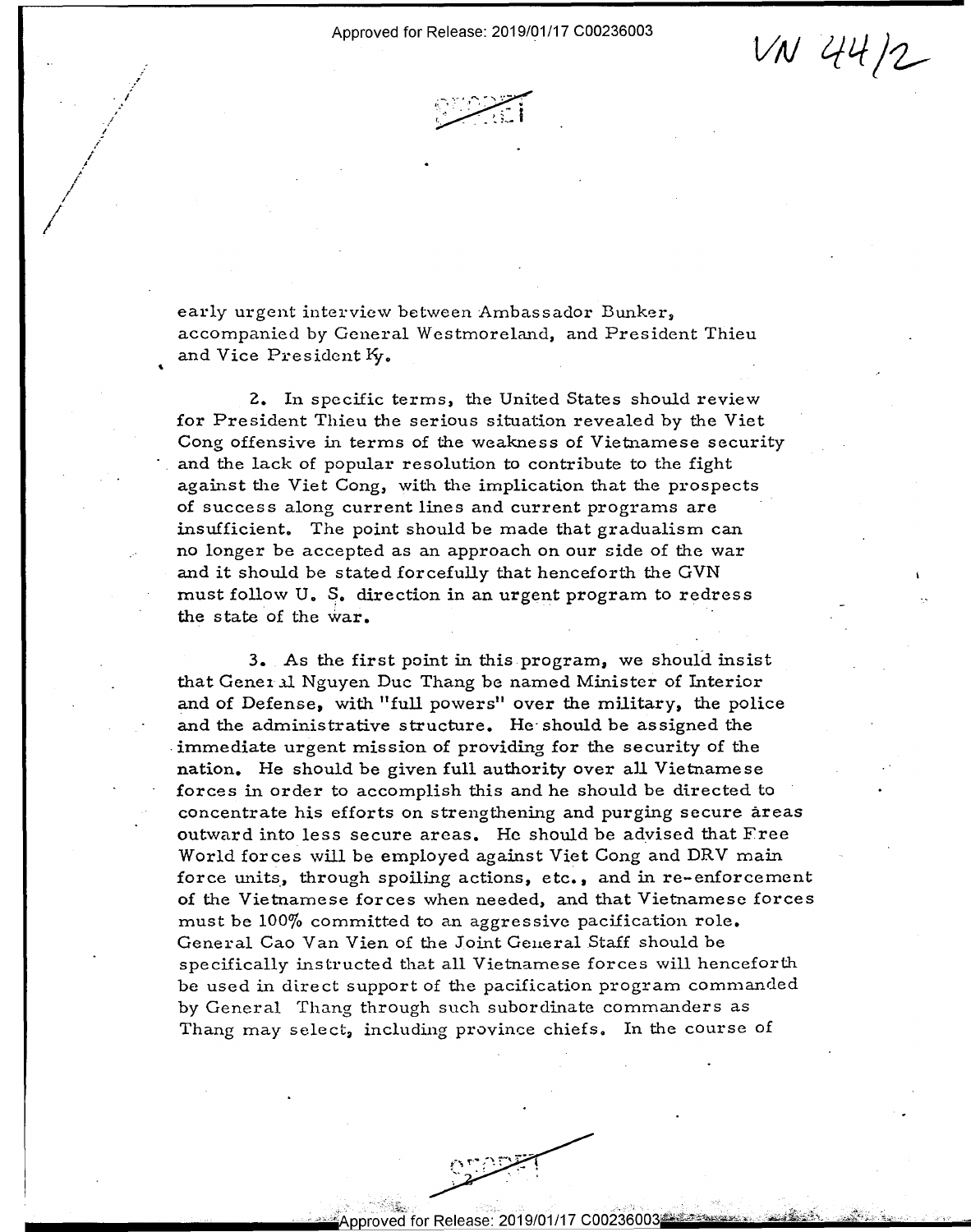early urgent interview between Ambassador Bunker, accompanied by General Westmoreland, and President Thieu and Vice President Ky.

2. In specific terms, the United States should review for President Thieu the serious situation revealed by the Viet Cong offensive in terms of the weakness of Vietnamese security and the lack of popular resolution to contribute to the fight against the Viet Cong, with the implication that the prospects of success along current lines and current programs are insufficient. The point should be made that gradualism can no longer be accepted as an approach on our side of the war and it should be stated forcefully that henceforth the GVN must follow U. S. direction in an urgent program to redress the state of the war.

3. As the first point in this program, we should insist that General Nguyen Duc Thang be named Minister of Interior and of Defense, with "full powers" over the military, the police and the administrative structure. He should be assigned the immediate urgent mission of providing for the security of the nation. He should be given full authority over all Vietnamese forces in order to accomplish this and he should be directed to concentrate his efforts on strengthening and purging secure areas outward into less secure areas. He should be advised that Free World forces will be employed against Viet Cong and DRV main force units, through spoiling actions, etc., and in re-enforcement of the Vietnamese forces when needed, and that Vietnamese forces must be 100% committed to an aggressive pacification role. General Cao Van Vien of the Joint General Staff should be specifically instructed that all Vietnamese forces will henceforth be used in direct support of the pacification program commanded by General Thang through such subordinate commanders as Thang may select, including province chiefs. In the course of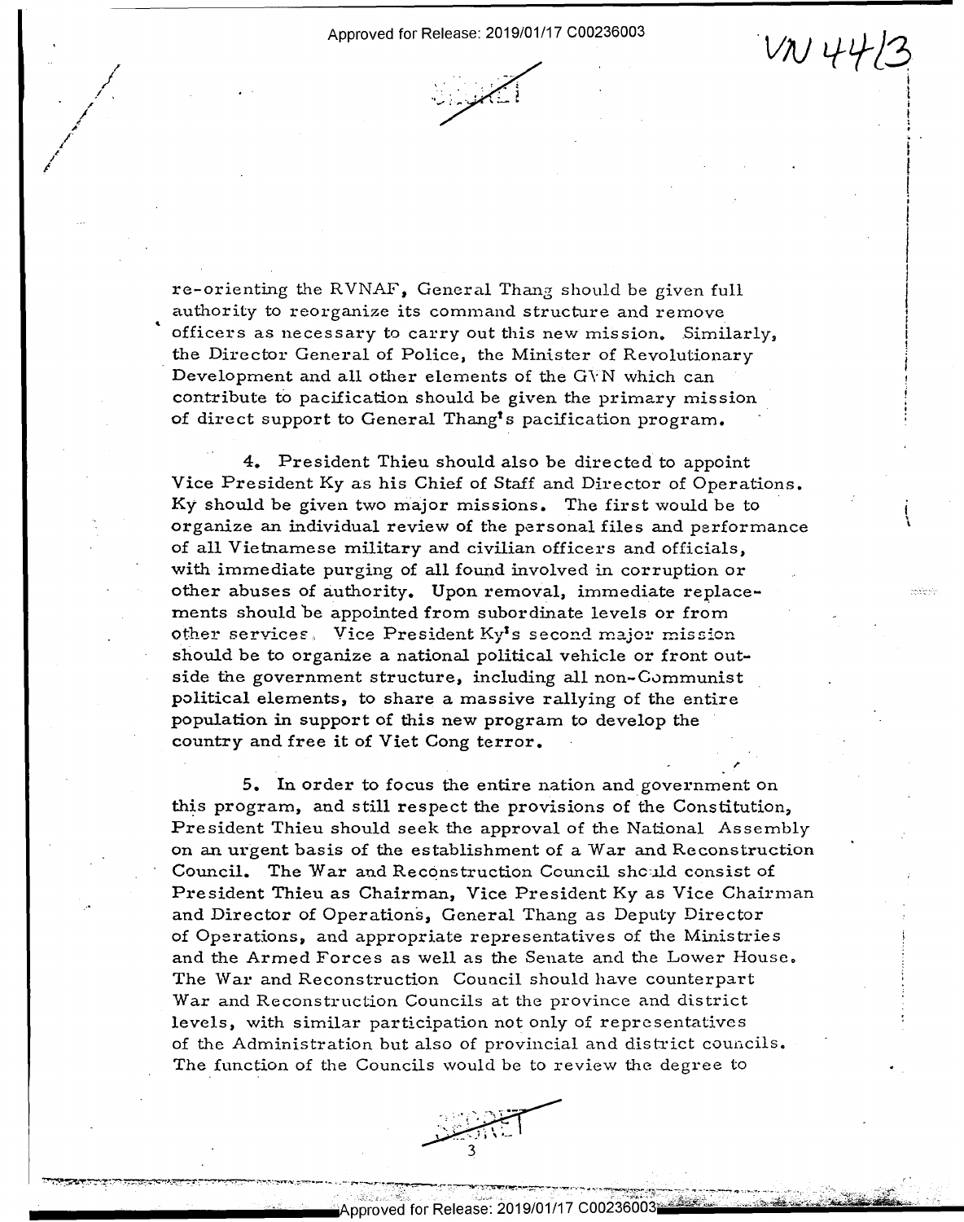re-orienting the RVNAF, General Thang should be given full authority to reorganize its command structure and remove officers as necessary to carry out this new mission. Similarly, the Director General of Police, the Minister of Revolutionary Development and all other elements of the GVN which can contribute to pacification should be given the primary mission of direct support to General Thang's pacification program.

4. President Thieu should also be directed to appoint Vice President Ky as his Chief of Staff and Director of Operations. Ky should be given two major missions. The first would be to organize an individual review of the personal files and performance of all Vietnamese military and civilian officers and officials, with immediate purging of all found involved in corruption or other abuses of authority. Upon removal, immediate replacements should be appointed from subordinate levels or from other services. Vice President Ky's second major mission should be to organize a national political vehicle or front outside the government structure, including all non-Communist political elements, to share a massive rallying of the entire population in support of this new program to develop the country and free it of Viet Cong terror.

5. In order to focus the entire nation and government on this program, and still respect the provisions of the Constitution, President Thieu should seek the approval of the National Assembly on an urgent basis of the establishment of a War and Reconstruction Council. The War and Reconstruction Council should consist of President Thieu as Chairman, Vice President Ky as Vice Chairman and Director of Operations, General Thang as Deputy Director of Operations, and appropriate representatives of the Ministries and the Armed Forces as well as the Senate and the Lower House. The War and Reconstruction Council should have counterpart War and Reconstruction Councils at the province and district levels, with similar participation not only of representatives of the Administration but also of provincial and district councils. The function of the Councils would be to review the degree to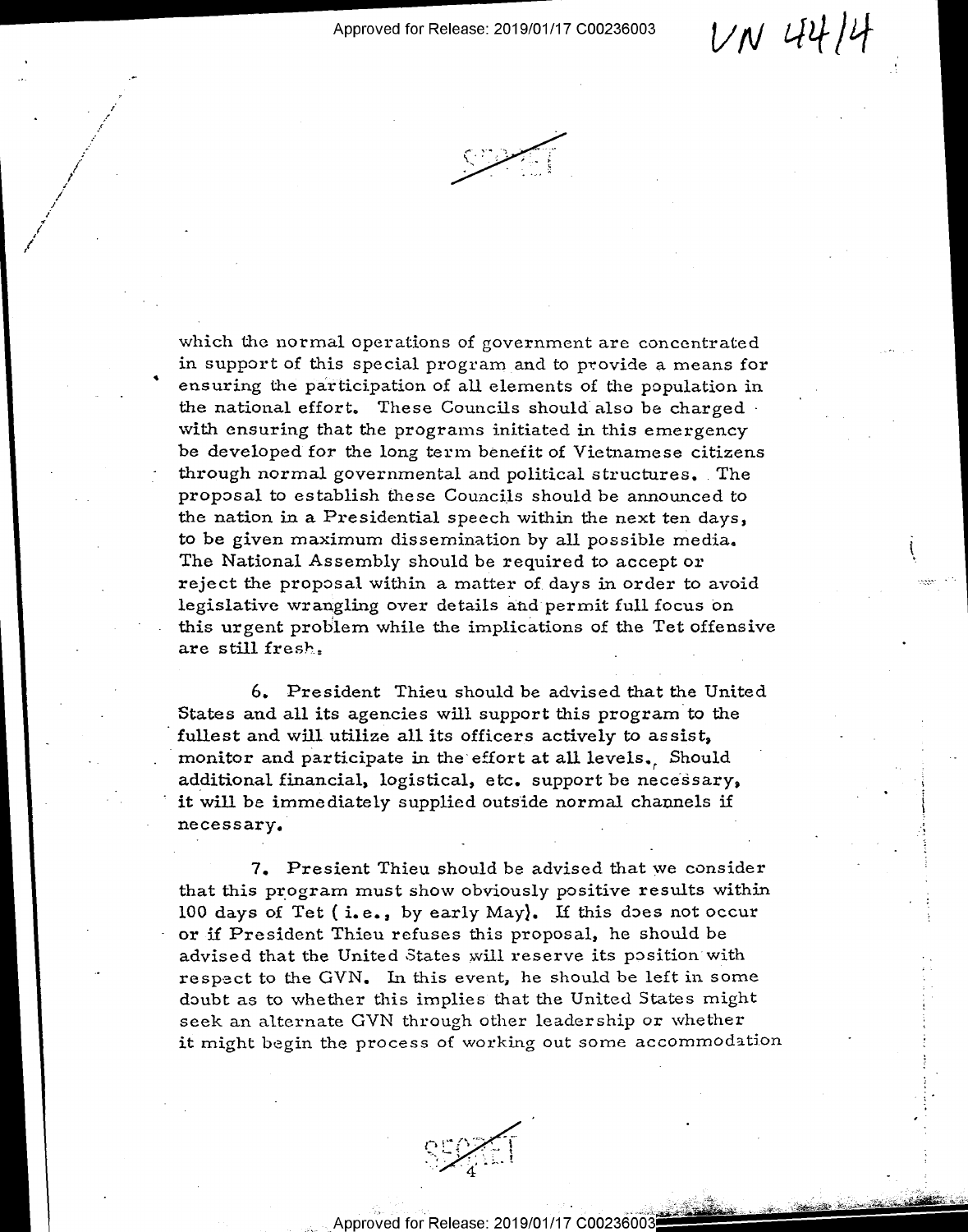which the normal operations of government are concentrated in support of this special program and to provide a means for ensuring the participation of all elements of the population in the national effort. These Councils should also be charged with ensuring that the programs initiated in this emergency be developed for the long term benefit of Vietnamese citizens through normal governmental and political structures. The proposal to establish these Councils should be announced to the nation in a Presidential speech within the next ten days, to be given maximum dissemination by all possible media. The National Assembly should be required to accept or reject the proposal within a matter of days in order to avoid legislative wrangling over details and permit full focus on this urgent problem while the implications of the Tet offensive are still fresh.

6. President Thieu should be advised that the United States and all its agencies will support this program to the fullest and will utilize all its officers actively to assist, monitor and participate in the effort at all levels. Should additional financial, logistical, etc. support be necessary, it will be immediately supplied outside normal channels if necessary.

7. Presient Thieu should be advised that we consider that this program must show obviously positive results within 100 days of Tet ( i.e., by early May). If this does not occur or if President Thieu refuses this proposal, he should be advised that the United States will reserve its position with respect to the GVN. In this event, he should be left in some doubt as to whether this implies that the United States might seek an alternate GVN through other leadership or whether it might begin the process of working out some accommodation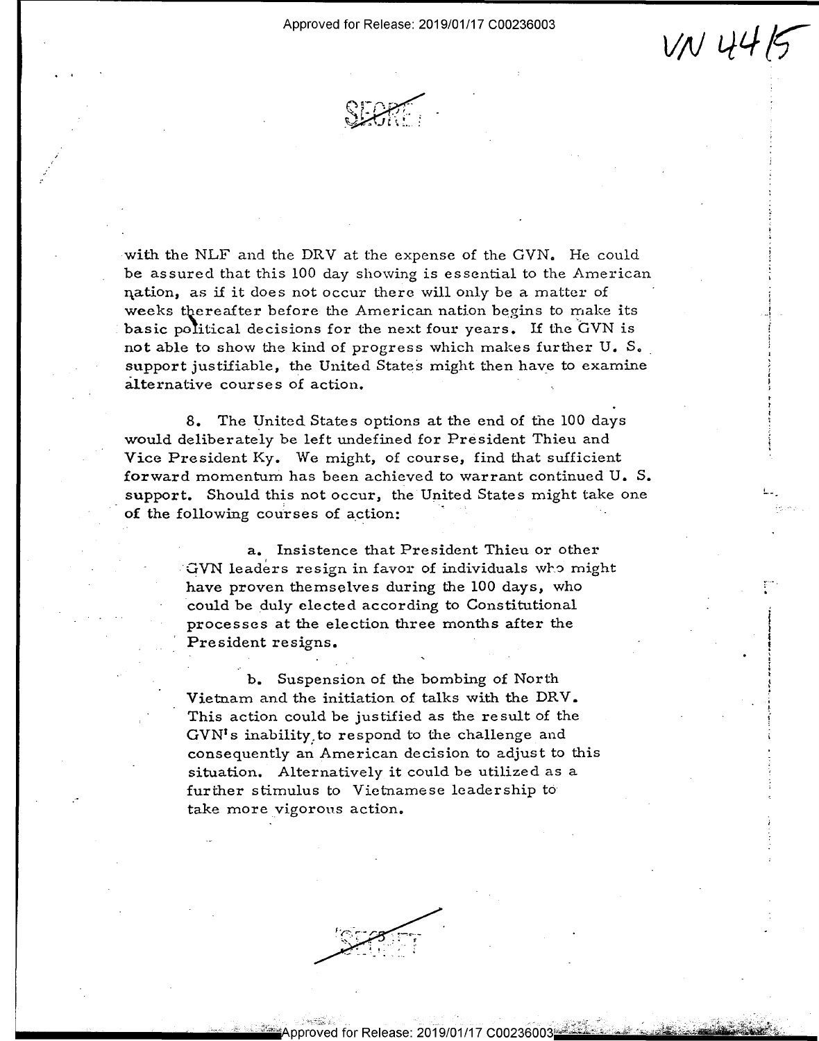with the NLF and the DRV at the expense of the GVN. He could be assured that this 100 day showing is essential to the American nation, as if it does not occur there will only be a matter of weeks thereafter before the American nation begins to make its basic political decisions for the next four years. If the GVN is not able to show the kind of progress which makes further U. S. support justifiable, the United States might then have to examine alternative courses of action.

8. The United States options at the end of the 100 days would deliberately be left undefined for President Thieu and Vice President Ky. We might, of course, find that sufficient forward momentum has been achieved to warrant continued U. S. support. Should this not occur, the United States might take one of the following courses of action:

> a. Insistence that President Thieu or other GVN leaders resign in favor of individuals who might have proven themselves during the 100 days, who could be duly elected according to Constitutional processes at the election three months after the President resigns.
>
> b. Suspension of the bombing of North Vietnam and the initiation of talks with the DRV. This action could be justified as the result of the GVN's inability to respond to the challenge and consequently an American decision to adjust to this situation. Alternatively it could be utilized as a further stimulus to Vietnamese leadership to take more vigorous action.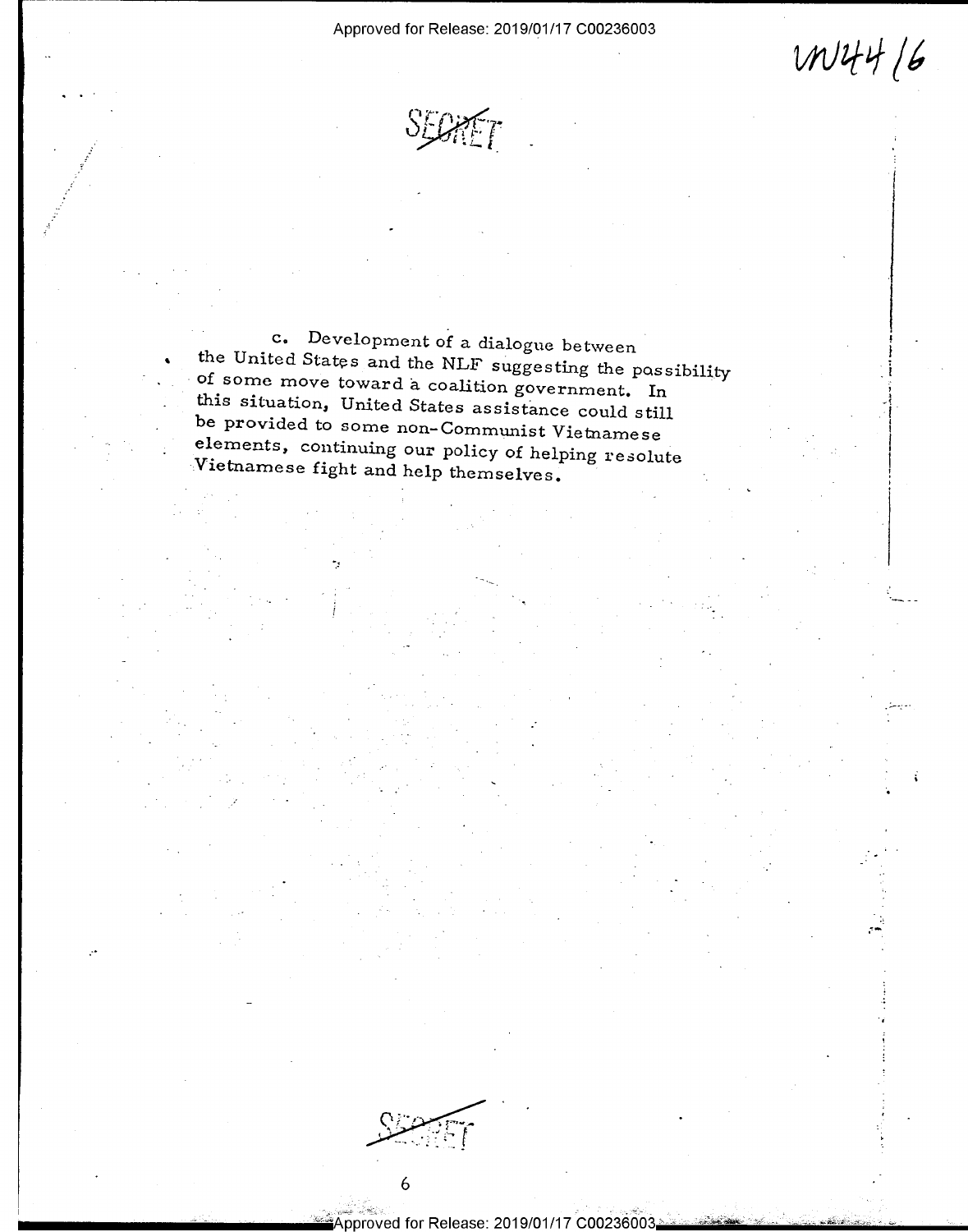c. Development of a dialogue between the United States and the NLF suggesting the possibility of some move toward a coalition government. In this situation, United States assistance could still be provided to some non-Communist Vietnamese elements, continuing our policy of helping resolute Vietnamese fight and help themselves.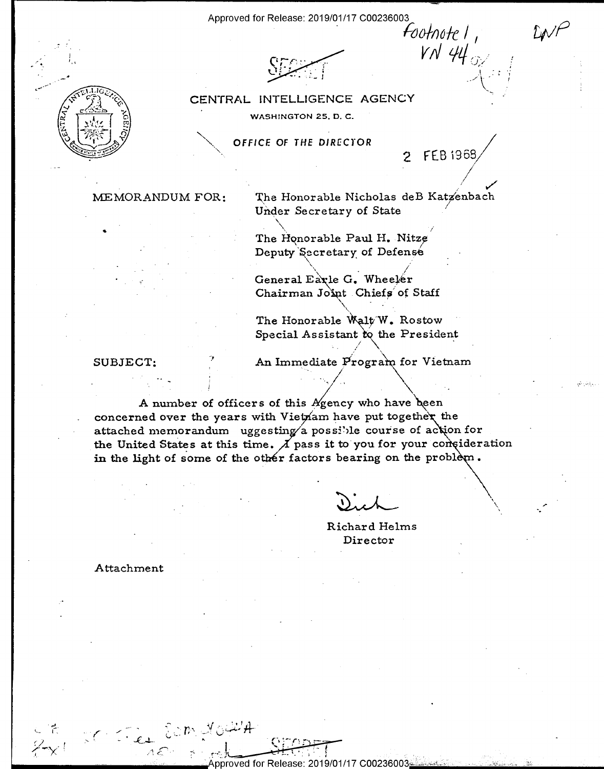SECRET

CENTRAL INTELLIGENCE AGENCY

WASHINGTON 25, D. C.

OFFICE OF THE DIRECTOR

2 FEB 1968

MEMORANDUM FOR: The Honorable Nicholas deB Katzenbach
Under Secretary of State

The Honorable Paul H. Nitze
Deputy Secretary of Defense

General Earle G. Wheeler
Chairman Joint Chiefs of Staff

The Honorable Walt W. Rostow
Special Assistant to the President

SUBJECT: An Immediate Program for Vietnam

A number of officers of this Agency who have been concerned over the years with Vietnam have put together the attached memorandum uggesting a possible course of action for the United States at this time. I pass it to you for your consideration in the light of some of the other factors bearing on the problem.

Dick

Richard Helms
Director

Attachment

SECRET